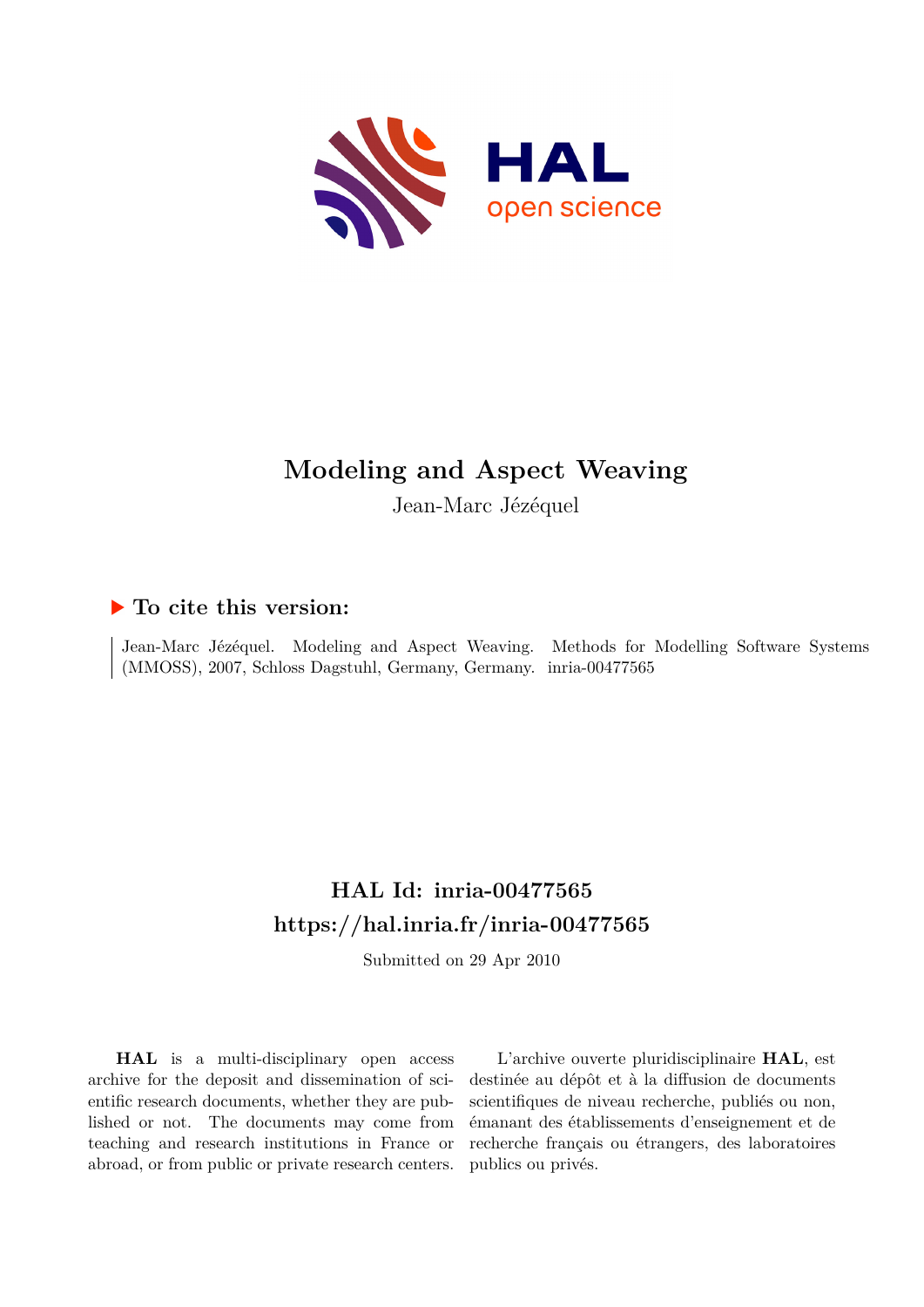# Modeling and Aspect Weaving

Jean-Marc Jézéquel

## ▶ To cite this version:

Jean-Marc Jézéquel. Modeling and Aspect Weaving. Methods for Modelling Software Systems (MMOSS), 2007, Schloss Dagstuhl, Germany, Germany. inria-00477565

## HAL Id: inria-00477565
## https://hal.inria.fr/inria-00477565

Submitted on 29 Apr 2010

**HAL** is a multi-disciplinary open access archive for the deposit and dissemination of scientific research documents, whether they are published or not. The documents may come from teaching and research institutions in France or abroad, or from public or private research centers.

L'archive ouverte pluridisciplinaire **HAL**, est destinée au dépôt et à la diffusion de documents scientifiques de niveau recherche, publiés ou non, émanant des établissements d'enseignement et de recherche français ou étrangers, des laboratoires publics ou privés.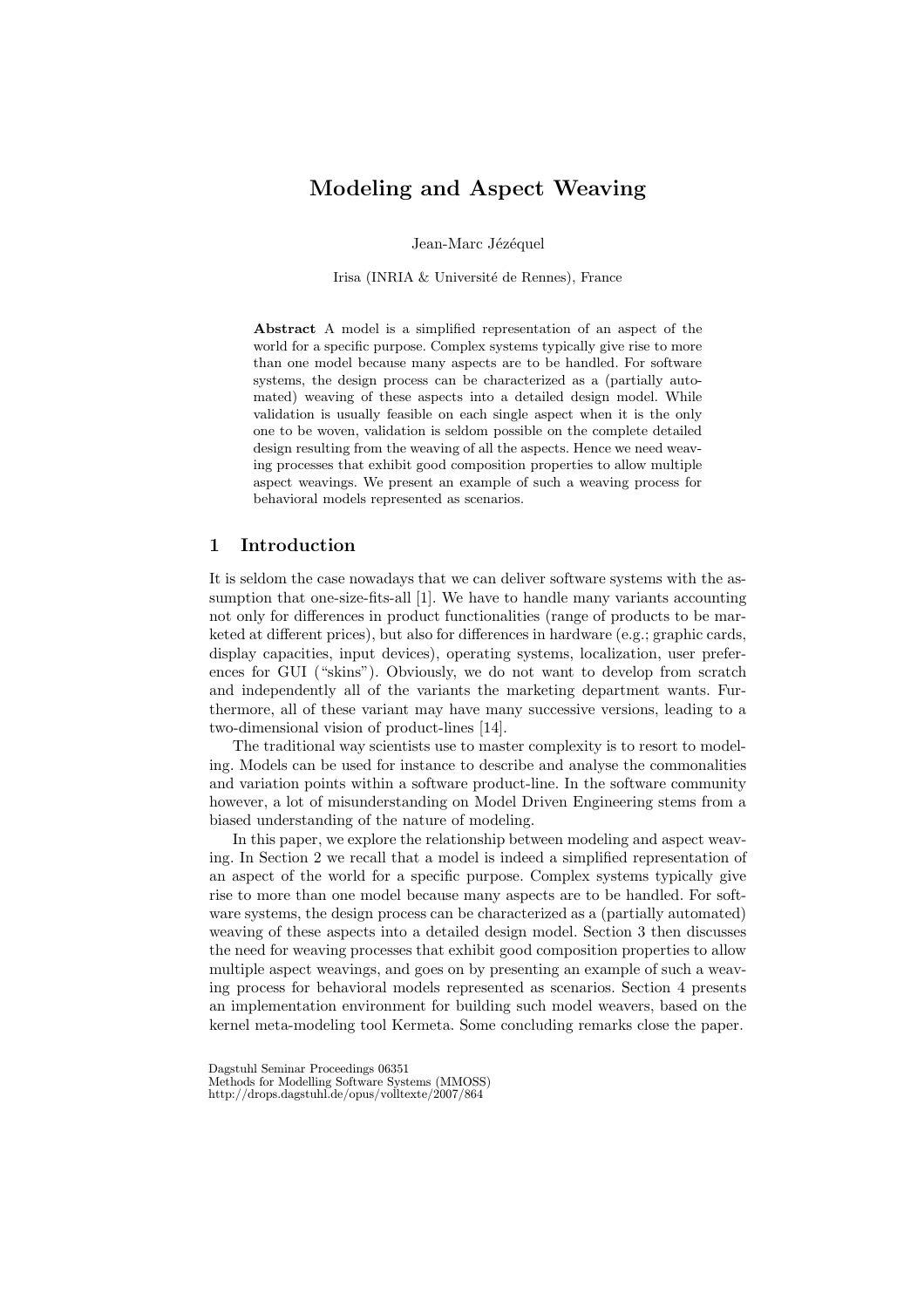# Modeling and Aspect Weaving

Jean-Marc Jézéquel

Irisa (INRIA & Université de Rennes), France

**Abstract** A model is a simplified representation of an aspect of the world for a specific purpose. Complex systems typically give rise to more than one model because many aspects are to be handled. For software systems, the design process can be characterized as a (partially automated) weaving of these aspects into a detailed design model. While validation is usually feasible on each single aspect when it is the only one to be woven, validation is seldom possible on the complete detailed design resulting from the weaving of all the aspects. Hence we need weaving processes that exhibit good composition properties to allow multiple aspect weavings. We present an example of such a weaving process for behavioral models represented as scenarios.

## 1 Introduction

It is seldom the case nowadays that we can deliver software systems with the assumption that one-size-fits-all [1]. We have to handle many variants accounting not only for differences in product functionalities (range of products to be marketed at different prices), but also for differences in hardware (e.g.; graphic cards, display capacities, input devices), operating systems, localization, user preferences for GUI ("skins"). Obviously, we do not want to develop from scratch and independently all of the variants the marketing department wants. Furthermore, all of these variant may have many successive versions, leading to a two-dimensional vision of product-lines [14].

The traditional way scientists use to master complexity is to resort to modeling. Models can be used for instance to describe and analyse the commonalities and variation points within a software product-line. In the software community however, a lot of misunderstanding on Model Driven Engineering stems from a biased understanding of the nature of modeling.

In this paper, we explore the relationship between modeling and aspect weaving. In Section 2 we recall that a model is indeed a simplified representation of an aspect of the world for a specific purpose. Complex systems typically give rise to more than one model because many aspects are to be handled. For software systems, the design process can be characterized as a (partially automated) weaving of these aspects into a detailed design model. Section 3 then discusses the need for weaving processes that exhibit good composition properties to allow multiple aspect weavings, and goes on by presenting an example of such a weaving process for behavioral models represented as scenarios. Section 4 presents an implementation environment for building such model weavers, based on the kernel meta-modeling tool Kermeta. Some concluding remarks close the paper.

Dagstuhl Seminar Proceedings 06351
Methods for Modelling Software Systems (MMOSS)
http://drops.dagstuhl.de/opus/volltexte/2007/864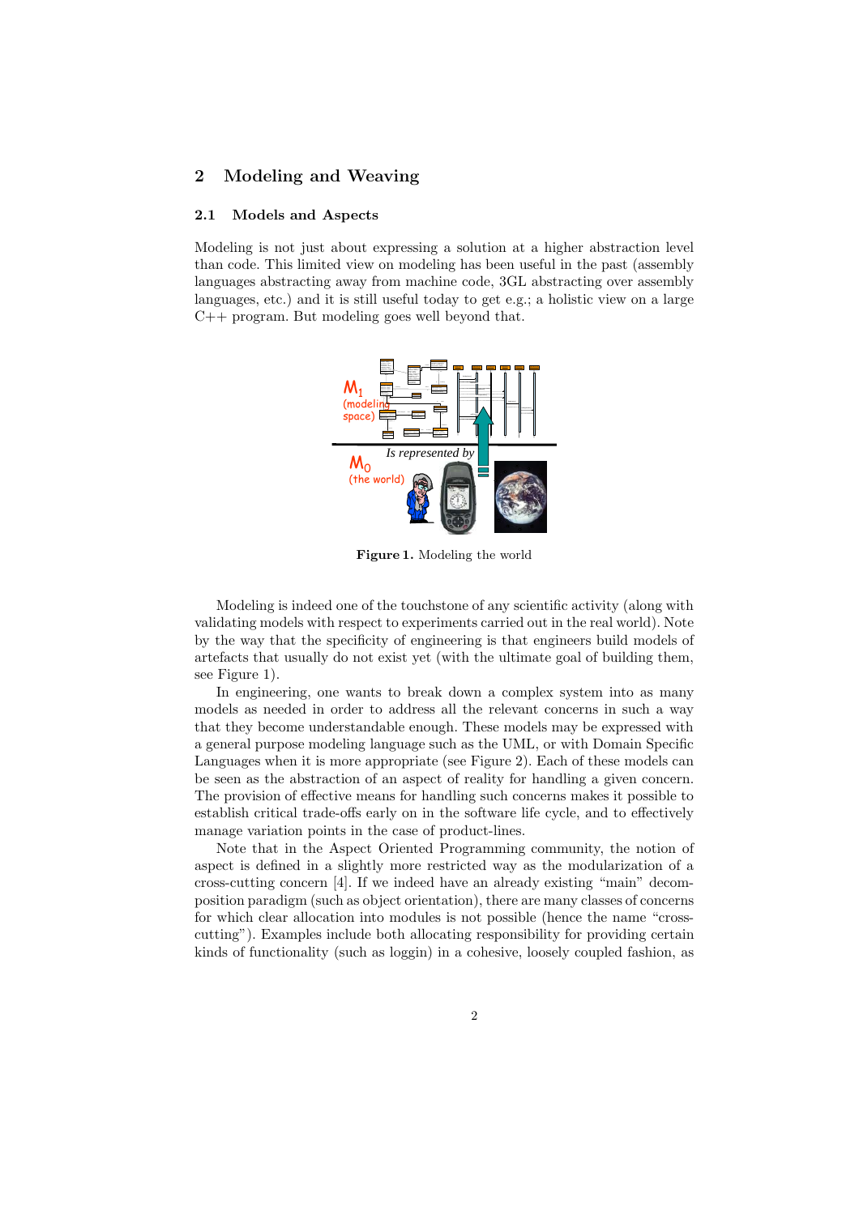## 2 Modeling and Weaving

### 2.1 Models and Aspects

Modeling is not just about expressing a solution at a higher abstraction level than code. This limited view on modeling has been useful in the past (assembly languages abstracting away from machine code, 3GL abstracting over assembly languages, etc.) and it is still useful today to get e.g.; a holistic view on a large C++ program. But modeling goes well beyond that.

$M_1$
(modeling space)
Is represented by
$M_0$
(the world)

**Figure 1.** Modeling the world

Modeling is indeed one of the touchstone of any scientific activity (along with validating models with respect to experiments carried out in the real world). Note by the way that the specificity of engineering is that engineers build models of artefacts that usually do not exist yet (with the ultimate goal of building them, see Figure 1).

In engineering, one wants to break down a complex system into as many models as needed in order to address all the relevant concerns in such a way that they become understandable enough. These models may be expressed with a general purpose modeling language such as the UML, or with Domain Specific Languages when it is more appropriate (see Figure 2). Each of these models can be seen as the abstraction of an aspect of reality for handling a given concern. The provision of effective means for handling such concerns makes it possible to establish critical trade-offs early on in the software life cycle, and to effectively manage variation points in the case of product-lines.

Note that in the Aspect Oriented Programming community, the notion of aspect is defined in a slightly more restricted way as the modularization of a cross-cutting concern [4]. If we indeed have an already existing "main" decomposition paradigm (such as object orientation), there are many classes of concerns for which clear allocation into modules is not possible (hence the name "cross-cutting"). Examples include both allocating responsibility for providing certain kinds of functionality (such as loggin) in a cohesive, loosely coupled fashion, as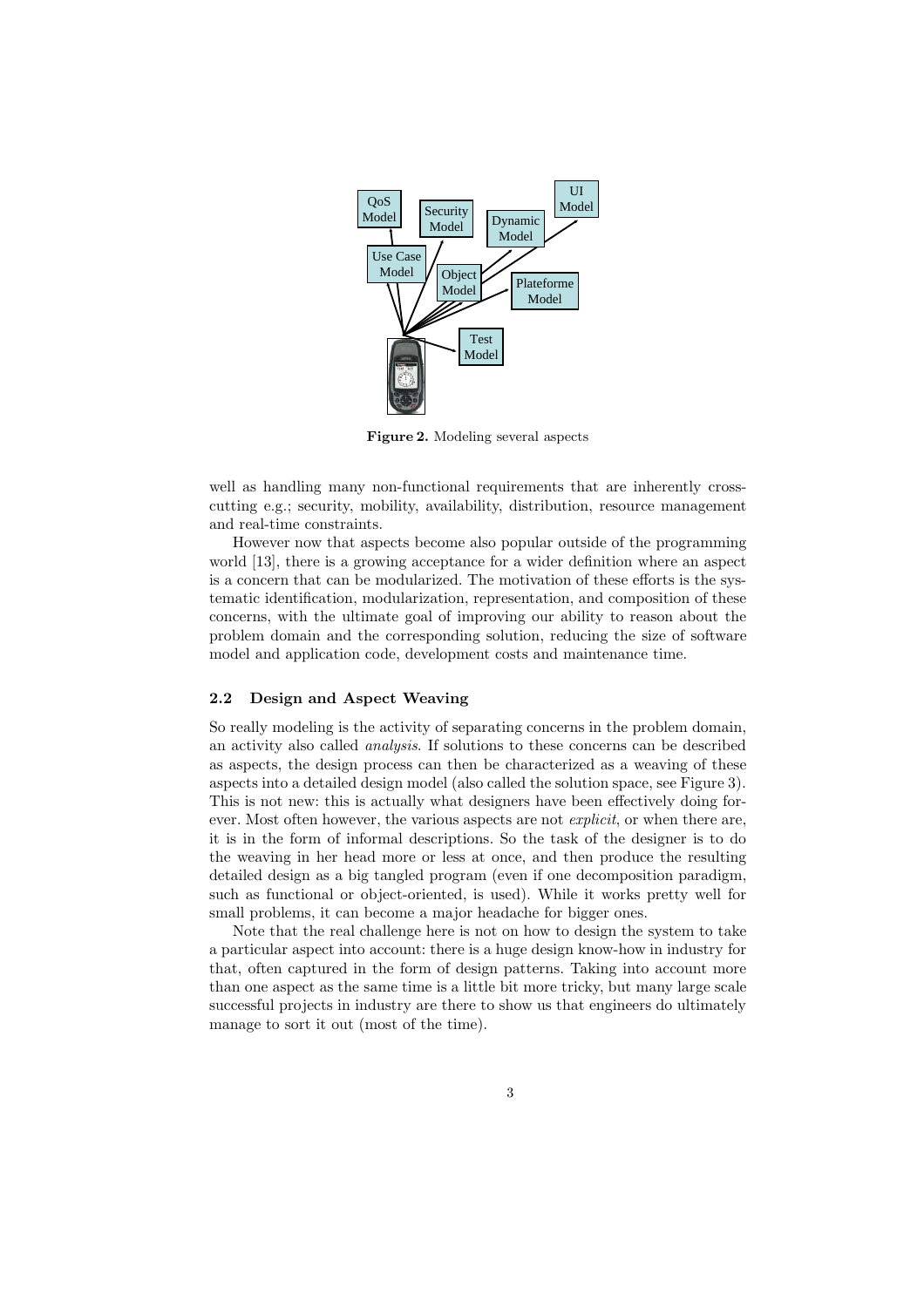Figure 2. Modeling several aspects

well as handling many non-functional requirements that are inherently cross-cutting e.g.; security, mobility, availability, distribution, resource management and real-time constraints.

However now that aspects become also popular outside of the programming world [13], there is a growing acceptance for a wider definition where an aspect is a concern that can be modularized. The motivation of these efforts is the systematic identification, modularization, representation, and composition of these concerns, with the ultimate goal of improving our ability to reason about the problem domain and the corresponding solution, reducing the size of software model and application code, development costs and maintenance time.

### 2.2 Design and Aspect Weaving

So really modeling is the activity of separating concerns in the problem domain, an activity also called *analysis*. If solutions to these concerns can be described as aspects, the design process can then be characterized as a weaving of these aspects into a detailed design model (also called the solution space, see Figure 3). This is not new: this is actually what designers have been effectively doing forever. Most often however, the various aspects are not *explicit*, or when there are, it is in the form of informal descriptions. So the task of the designer is to do the weaving in her head more or less at once, and then produce the resulting detailed design as a big tangled program (even if one decomposition paradigm, such as functional or object-oriented, is used). While it works pretty well for small problems, it can become a major headache for bigger ones.

Note that the real challenge here is not on how to design the system to take a particular aspect into account: there is a huge design know-how in industry for that, often captured in the form of design patterns. Taking into account more than one aspect as the same time is a little bit more tricky, but many large scale successful projects in industry are there to show us that engineers do ultimately manage to sort it out (most of the time).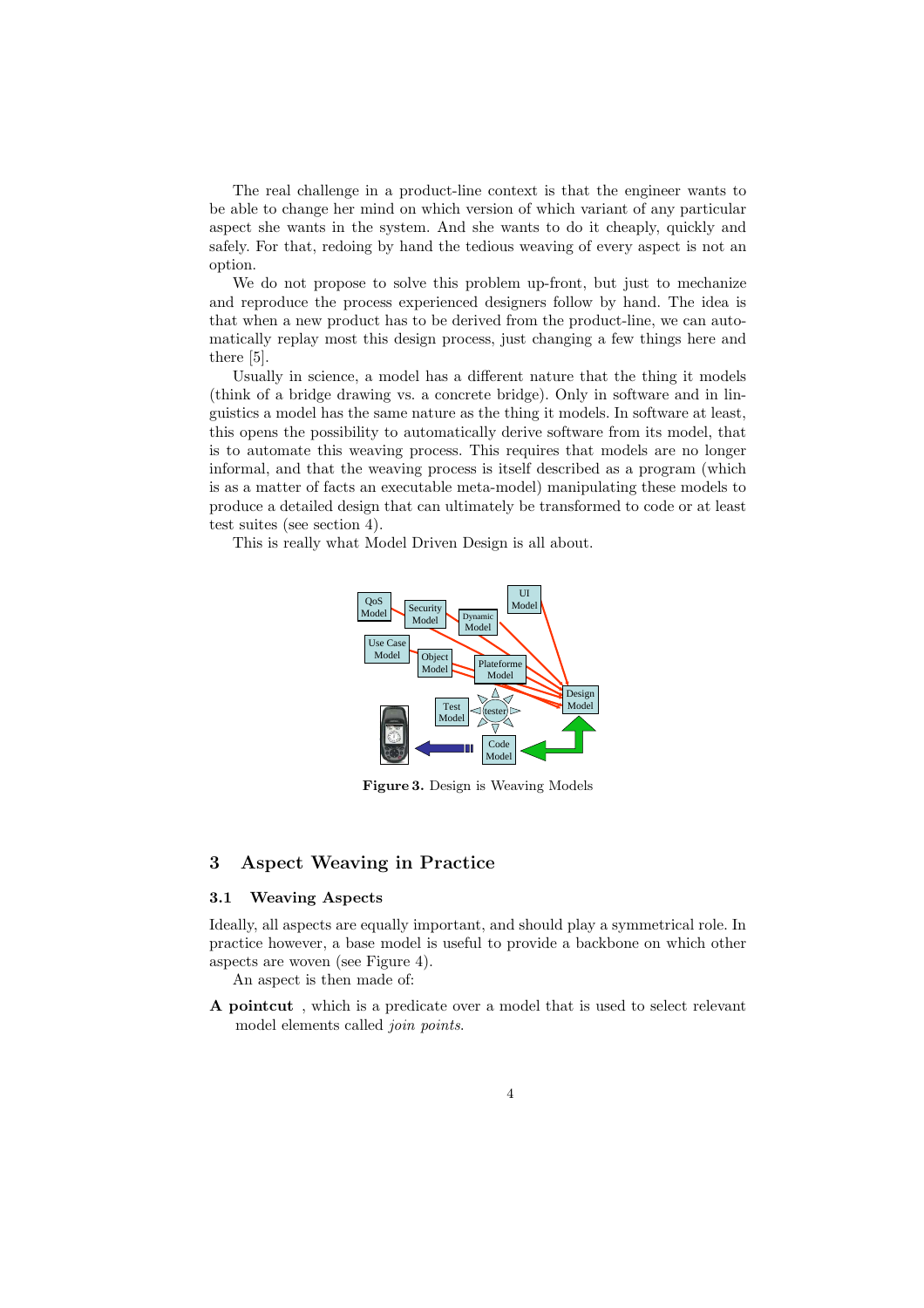The real challenge in a product-line context is that the engineer wants to be able to change her mind on which version of which variant of any particular aspect she wants in the system. And she wants to do it cheaply, quickly and safely. For that, redoing by hand the tedious weaving of every aspect is not an option.

We do not propose to solve this problem up-front, but just to mechanize and reproduce the process experienced designers follow by hand. The idea is that when a new product has to be derived from the product-line, we can automatically replay most this design process, just changing a few things here and there [5].

Usually in science, a model has a different nature that the thing it models (think of a bridge drawing vs. a concrete bridge). Only in software and in linguistics a model has the same nature as the thing it models. In software at least, this opens the possibility to automatically derive software from its model, that is to automate this weaving process. This requires that models are no longer informal, and that the weaving process is itself described as a program (which is as a matter of facts an executable meta-model) manipulating these models to produce a detailed design that can ultimately be transformed to code or at least test suites (see section 4).

This is really what Model Driven Design is all about.

**Figure 3.** Design is Weaving Models

## 3 Aspect Weaving in Practice

### 3.1 Weaving Aspects

Ideally, all aspects are equally important, and should play a symmetrical role. In practice however, a base model is useful to provide a backbone on which other aspects are woven (see Figure 4).

An aspect is then made of:

**A pointcut** , which is a predicate over a model that is used to select relevant model elements called *join points*.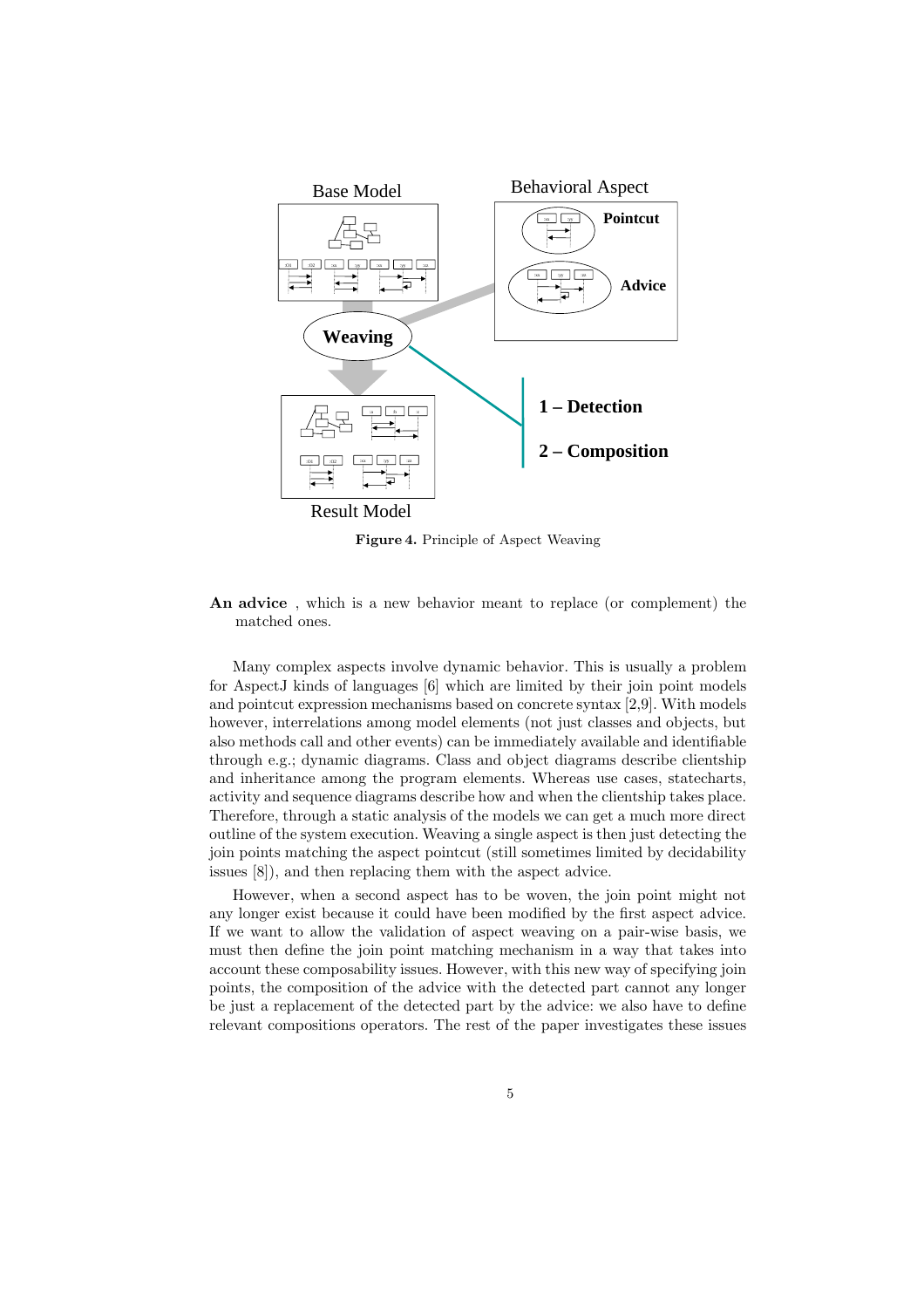**Figure 4.** Principle of Aspect Weaving

**An advice** , which is a new behavior meant to replace (or complement) the matched ones.

Many complex aspects involve dynamic behavior. This is usually a problem for AspectJ kinds of languages [6] which are limited by their join point models and pointcut expression mechanisms based on concrete syntax [2,9]. With models however, interrelations among model elements (not just classes and objects, but also methods call and other events) can be immediately available and identifiable through e.g.; dynamic diagrams. Class and object diagrams describe clientship and inheritance among the program elements. Whereas use cases, statecharts, activity and sequence diagrams describe how and when the clientship takes place. Therefore, through a static analysis of the models we can get a much more direct outline of the system execution. Weaving a single aspect is then just detecting the join points matching the aspect pointcut (still sometimes limited by decidability issues [8]), and then replacing them with the aspect advice.

However, when a second aspect has to be woven, the join point might not any longer exist because it could have been modified by the first aspect advice. If we want to allow the validation of aspect weaving on a pair-wise basis, we must then define the join point matching mechanism in a way that takes into account these composability issues. However, with this new way of specifying join points, the composition of the advice with the detected part cannot any longer be just a replacement of the detected part by the advice: we also have to define relevant compositions operators. The rest of the paper investigates these issues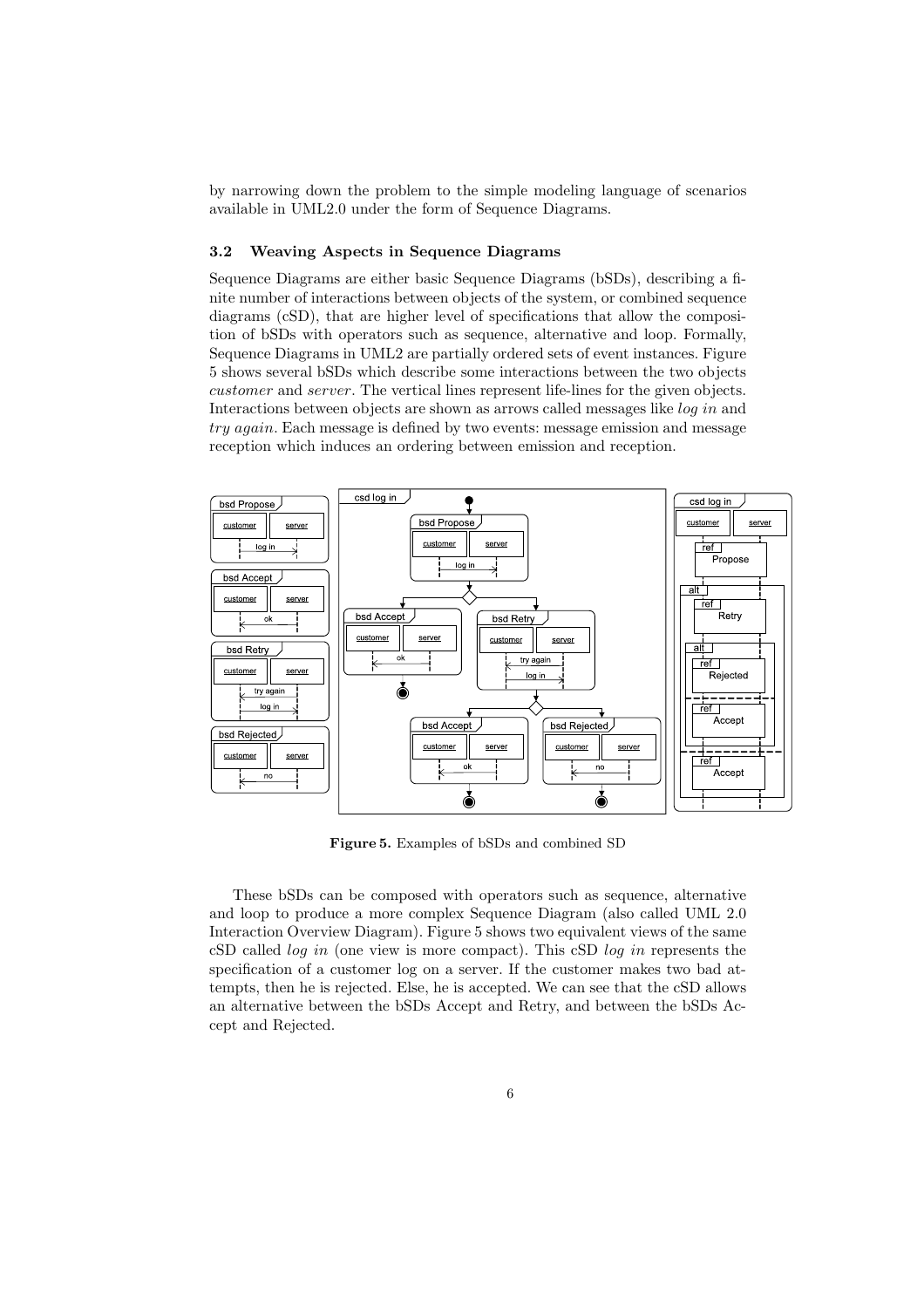by narrowing down the problem to the simple modeling language of scenarios available in UML2.0 under the form of Sequence Diagrams.

### 3.2 Weaving Aspects in Sequence Diagrams

Sequence Diagrams are either basic Sequence Diagrams (bSDs), describing a finite number of interactions between objects of the system, or combined sequence diagrams (cSD), that are higher level of specifications that allow the composition of bSDs with operators such as sequence, alternative and loop. Formally, Sequence Diagrams in UML2 are partially ordered sets of event instances. Figure 5 shows several bSDs which describe some interactions between the two objects *customer* and *server*. The vertical lines represent life-lines for the given objects. Interactions between objects are shown as arrows called messages like *log in* and *try again*. Each message is defined by two events: message emission and message reception which induces an ordering between emission and reception.

**Figure 5.** Examples of bSDs and combined SD

These bSDs can be composed with operators such as sequence, alternative and loop to produce a more complex Sequence Diagram (also called UML 2.0 Interaction Overview Diagram). Figure 5 shows two equivalent views of the same cSD called *log in* (one view is more compact). This cSD *log in* represents the specification of a customer log on a server. If the customer makes two bad attempts, then he is rejected. Else, he is accepted. We can see that the cSD allows an alternative between the bSDs Accept and Retry, and between the bSDs Accept and Rejected.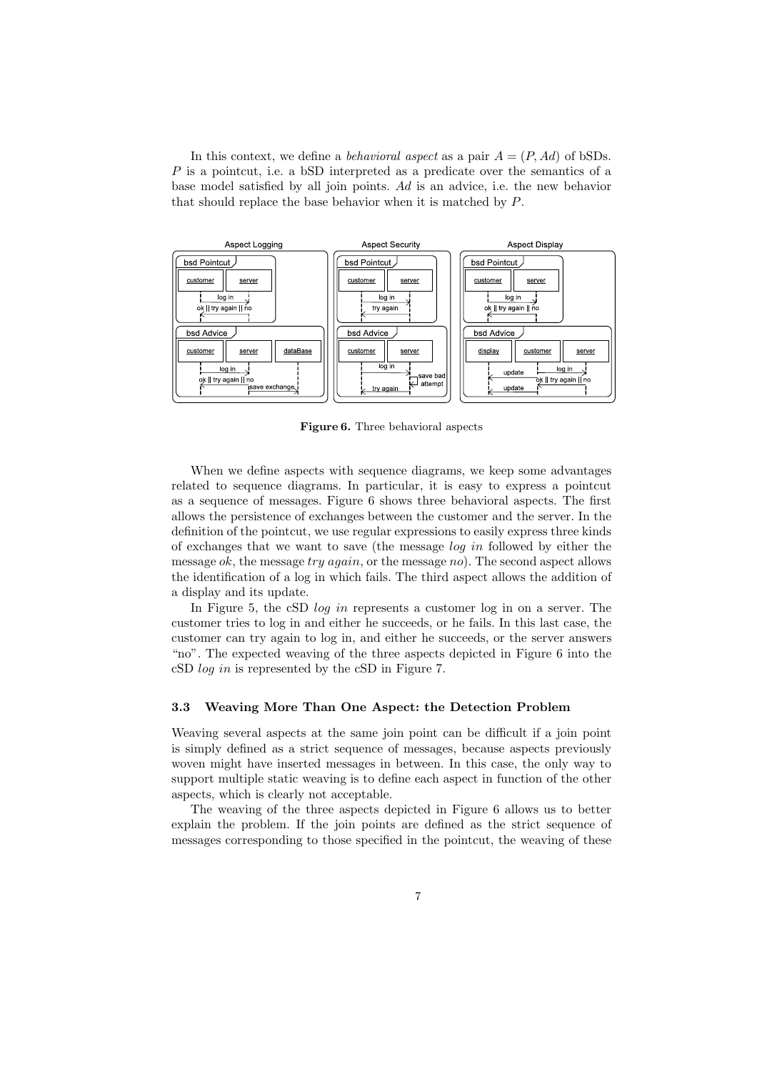In this context, we define a *behavioral aspect* as a pair $A = (P, Ad)$ of bSDs. $P$ is a pointcut, i.e. a bSD interpreted as a predicate over the semantics of a base model satisfied by all join points. $Ad$ is an advice, i.e. the new behavior that should replace the base behavior when it is matched by $P$.

**Figure 6.** Three behavioral aspects

When we define aspects with sequence diagrams, we keep some advantages related to sequence diagrams. In particular, it is easy to express a pointcut as a sequence of messages. Figure 6 shows three behavioral aspects. The first allows the persistence of exchanges between the customer and the server. In the definition of the pointcut, we use regular expressions to easily express three kinds of exchanges that we want to save (the message *log in* followed by either the message *ok*, the message *try again*, or the message *no*). The second aspect allows the identification of a log in which fails. The third aspect allows the addition of a display and its update.

In Figure 5, the cSD *log in* represents a customer log in on a server. The customer tries to log in and either he succeeds, or he fails. In this last case, the customer can try again to log in, and either he succeeds, or the server answers "no". The expected weaving of the three aspects depicted in Figure 6 into the cSD *log in* is represented by the cSD in Figure 7.

### 3.3 Weaving More Than One Aspect: the Detection Problem

Weaving several aspects at the same join point can be difficult if a join point is simply defined as a strict sequence of messages, because aspects previously woven might have inserted messages in between. In this case, the only way to support multiple static weaving is to define each aspect in function of the other aspects, which is clearly not acceptable.

The weaving of the three aspects depicted in Figure 6 allows us to better explain the problem. If the join points are defined as the strict sequence of messages corresponding to those specified in the pointcut, the weaving of these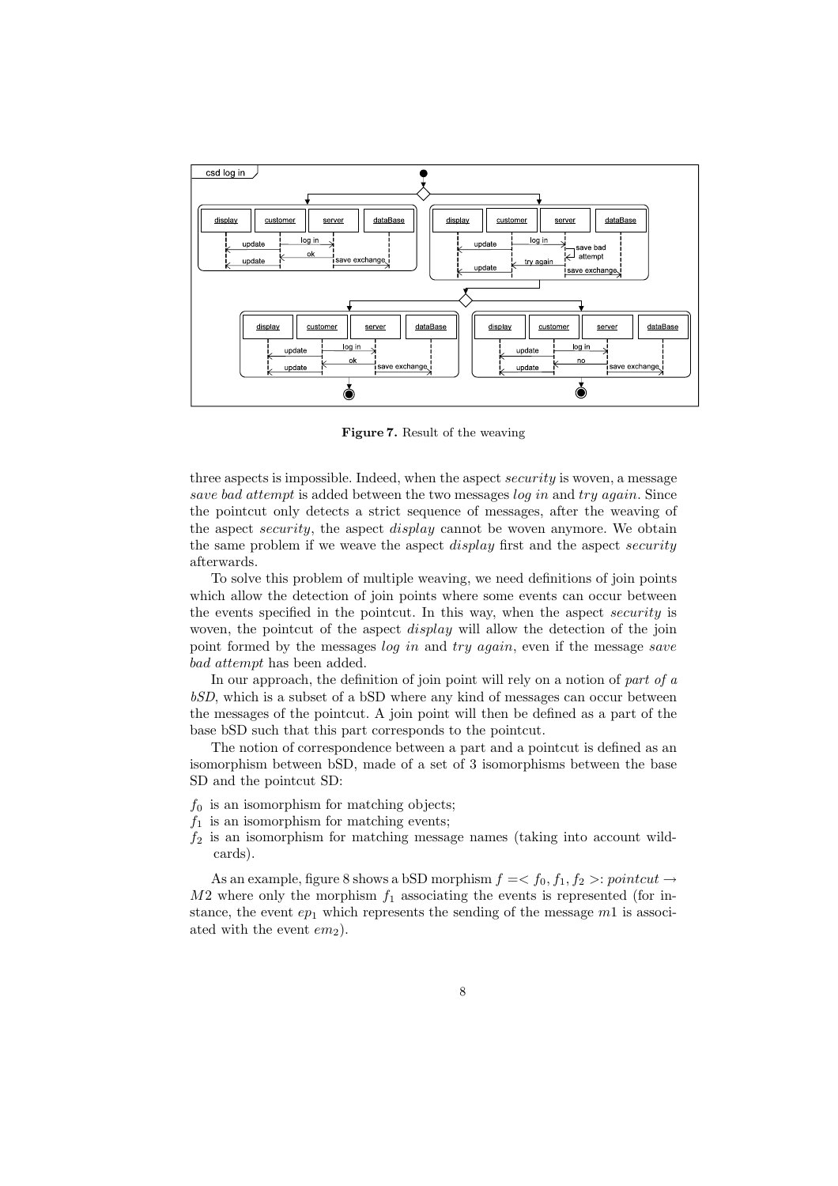**Figure 7.** Result of the weaving

three aspects is impossible. Indeed, when the aspect *security* is woven, a message *save bad attempt* is added between the two messages *log in* and *try again*. Since the pointcut only detects a strict sequence of messages, after the weaving of the aspect *security*, the aspect *display* cannot be woven anymore. We obtain the same problem if we weave the aspect *display* first and the aspect *security* afterwards.

To solve this problem of multiple weaving, we need definitions of join points which allow the detection of join points where some events can occur between the events specified in the pointcut. In this way, when the aspect *security* is woven, the pointcut of the aspect *display* will allow the detection of the join point formed by the messages *log in* and *try again*, even if the message *save bad attempt* has been added.

In our approach, the definition of join point will rely on a notion of *part of a bSD*, which is a subset of a bSD where any kind of messages can occur between the messages of the pointcut. A join point will then be defined as a part of the base bSD such that this part corresponds to the pointcut.

The notion of correspondence between a part and a pointcut is defined as an isomorphism between bSD, made of a set of 3 isomorphisms between the base SD and the pointcut SD:

- $f_0$ is an isomorphism for matching objects;
- $f_1$ is an isomorphism for matching events;
- $f_2$ is an isomorphism for matching message names (taking into account wildcards).

As an example, figure 8 shows a bSD morphism $f = < f_0, f_1, f_2 >$: *pointcut* $\rightarrow$ $M2$ where only the morphism $f_1$ associating the events is represented (for instance, the event $ep_1$ which represents the sending of the message $m1$ is associated with the event $em_2$).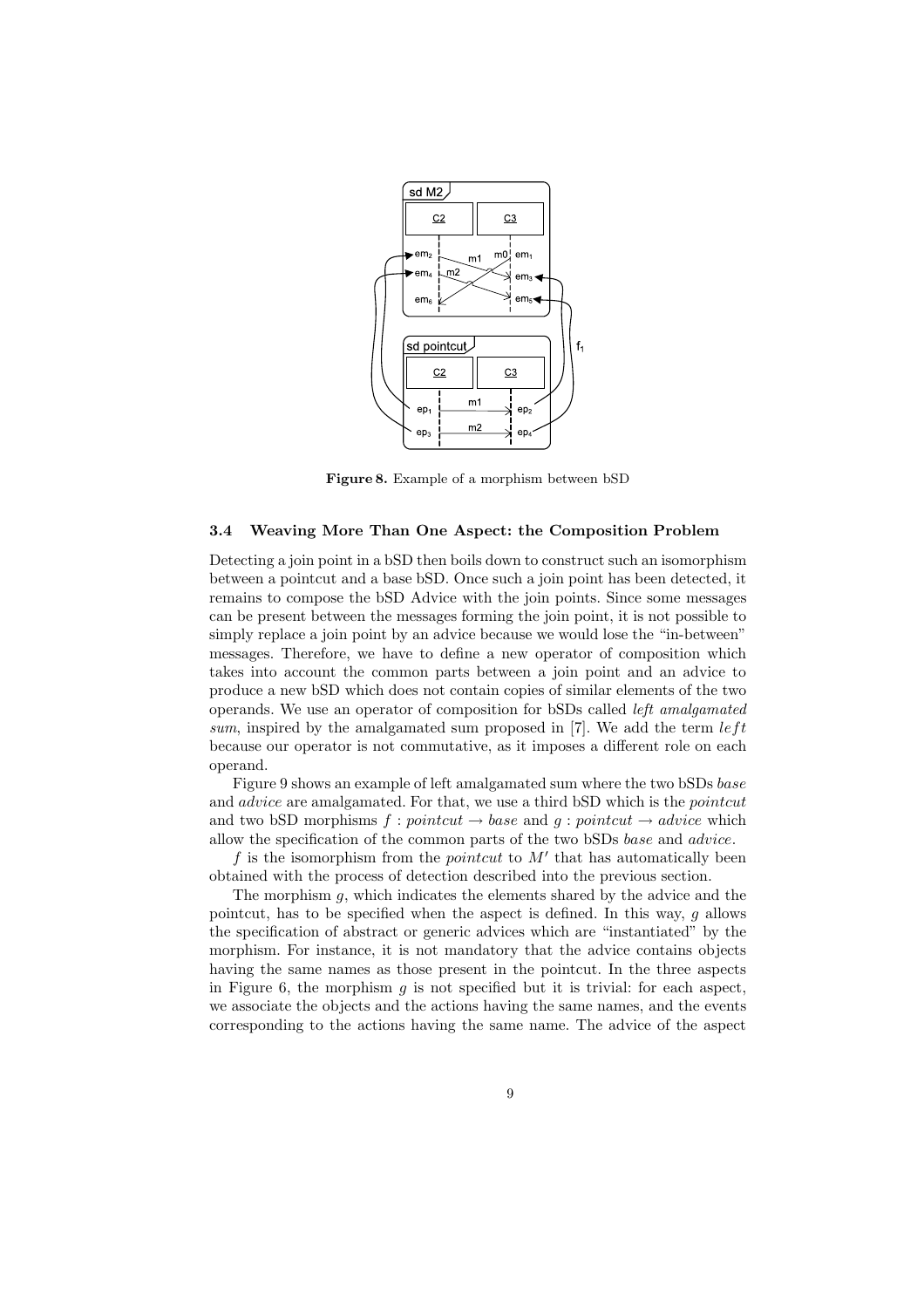**Figure 8.** Example of a morphism between bSD

### 3.4 Weaving More Than One Aspect: the Composition Problem

Detecting a join point in a bSD then boils down to construct such an isomorphism between a pointcut and a base bSD. Once such a join point has been detected, it remains to compose the bSD Advice with the join points. Since some messages can be present between the messages forming the join point, it is not possible to simply replace a join point by an advice because we would lose the "in-between" messages. Therefore, we have to define a new operator of composition which takes into account the common parts between a join point and an advice to produce a new bSD which does not contain copies of similar elements of the two operands. We use an operator of composition for bSDs called *left amalgamated sum*, inspired by the amalgamated sum proposed in [7]. We add the term $left$ because our operator is not commutative, as it imposes a different role on each operand.

Figure 9 shows an example of left amalgamated sum where the two bSDs *base* and *advice* are amalgamated. For that, we use a third bSD which is the *pointcut* and two bSD morphisms $f : pointcut \rightarrow base$ and $g : pointcut \rightarrow advice$ which allow the specification of the common parts of the two bSDs *base* and *advice*.

$f$ is the isomorphism from the *pointcut* to $M'$ that has automatically been obtained with the process of detection described into the previous section.

The morphism $g$, which indicates the elements shared by the advice and the pointcut, has to be specified when the aspect is defined. In this way, $g$ allows the specification of abstract or generic advices which are "instantiated" by the morphism. For instance, it is not mandatory that the advice contains objects having the same names as those present in the pointcut. In the three aspects in Figure 6, the morphism $g$ is not specified but it is trivial: for each aspect, we associate the objects and the actions having the same names, and the events corresponding to the actions having the same name. The advice of the aspect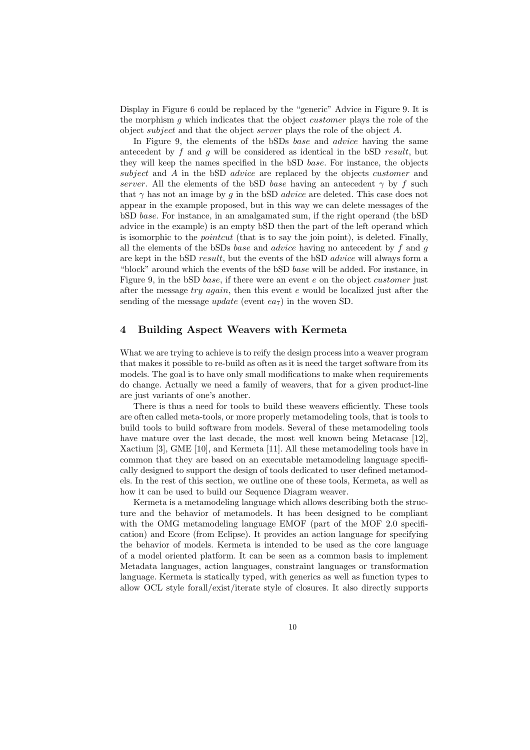Display in Figure 6 could be replaced by the "generic" Advice in Figure 9. It is the morphism $g$ which indicates that the object *customer* plays the role of the object *subject* and that the object *server* plays the role of the object $A$.

In Figure 9, the elements of the bSDs *base* and *advice* having the same antecedent by $f$ and $g$ will be considered as identical in the bSD *result*, but they will keep the names specified in the bSD *base*. For instance, the objects *subject* and $A$ in the bSD *advice* are replaced by the objects *customer* and *server*. All the elements of the bSD *base* having an antecedent $\gamma$ by $f$ such that $\gamma$ has not an image by $g$ in the bSD *advice* are deleted. This case does not appear in the example proposed, but in this way we can delete messages of the bSD *base*. For instance, in an amalgamated sum, if the right operand (the bSD advice in the example) is an empty bSD then the part of the left operand which is isomorphic to the *pointcut* (that is to say the join point), is deleted. Finally, all the elements of the bSDs *base* and *advice* having no antecedent by $f$ and $g$ are kept in the bSD *result*, but the events of the bSD *advice* will always form a "block" around which the events of the bSD *base* will be added. For instance, in Figure 9, in the bSD *base*, if there were an event $e$ on the object *customer* just after the message *try again*, then this event $e$ would be localized just after the sending of the message *update* (event $ea_7$) in the woven SD.

## 4 Building Aspect Weavers with Kermeta

What we are trying to achieve is to reify the design process into a weaver program that makes it possible to re-build as often as it is need the target software from its models. The goal is to have only small modifications to make when requirements do change. Actually we need a family of weavers, that for a given product-line are just variants of one's another.

There is thus a need for tools to build these weavers efficiently. These tools are often called meta-tools, or more properly metamodeling tools, that is tools to build tools to build software from models. Several of these metamodeling tools have mature over the last decade, the most well known being Metacase [12], Xactium [3], GME [10], and Kermeta [11]. All these metamodeling tools have in common that they are based on an executable metamodeling language specifically designed to support the design of tools dedicated to user defined metamodels. In the rest of this section, we outline one of these tools, Kermeta, as well as how it can be used to build our Sequence Diagram weaver.

Kermeta is a metamodeling language which allows describing both the structure and the behavior of metamodels. It has been designed to be compliant with the OMG metamodeling language EMOF (part of the MOF 2.0 specification) and Ecore (from Eclipse). It provides an action language for specifying the behavior of models. Kermeta is intended to be used as the core language of a model oriented platform. It can be seen as a common basis to implement Metadata languages, action languages, constraint languages or transformation language. Kermeta is statically typed, with generics as well as function types to allow OCL style forall/exist/iterate style of closures. It also directly supports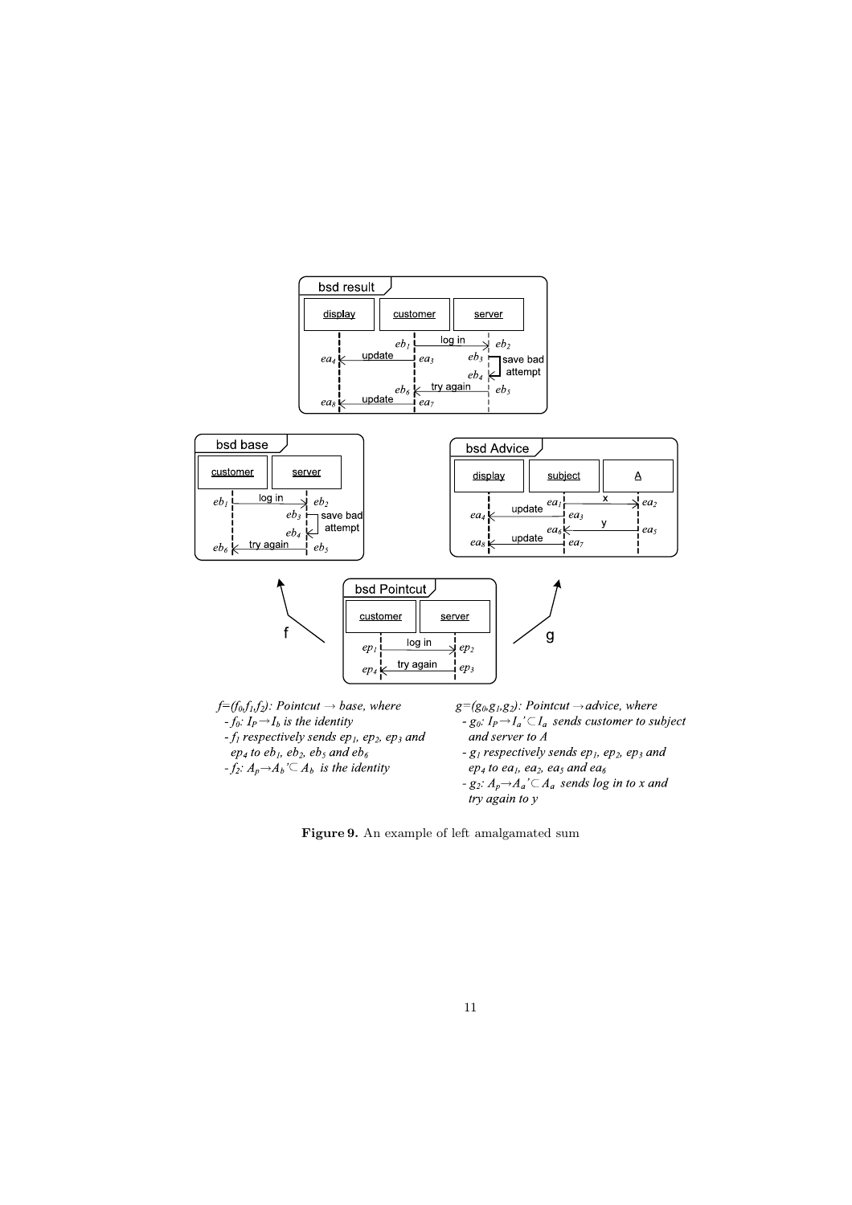$f=(f_0,f_1,f_2)$: *Pointcut* $\rightarrow$ *base, where*

- $f_0$: $I_P \rightarrow I_b$ *is the identity*
- $f_1$ *respectively sends* $ep_1$, $ep_2$, $ep_3$ *and* $ep_4$ *to* $eb_1$, $eb_2$, $eb_5$ *and* $eb_6$
- $f_2$: $A_p \rightarrow A_b' \subset A_b$ *is the identity*

$g=(g_0,g_1,g_2)$: *Pointcut* $\rightarrow$ *advice, where*

- $g_0$: $I_P \rightarrow I_a' \subset I_a$ *sends customer to subject and server to A*
- $g_1$ *respectively sends* $ep_1$, $ep_2$, $ep_3$ *and* $ep_4$ *to* $ea_1$, $ea_2$, $ea_5$ *and* $ea_6$
- $g_2$: $A_p \rightarrow A_a' \subset A_a$ *sends log in to x and try again to y*

**Figure 9.** An example of left amalgamated sum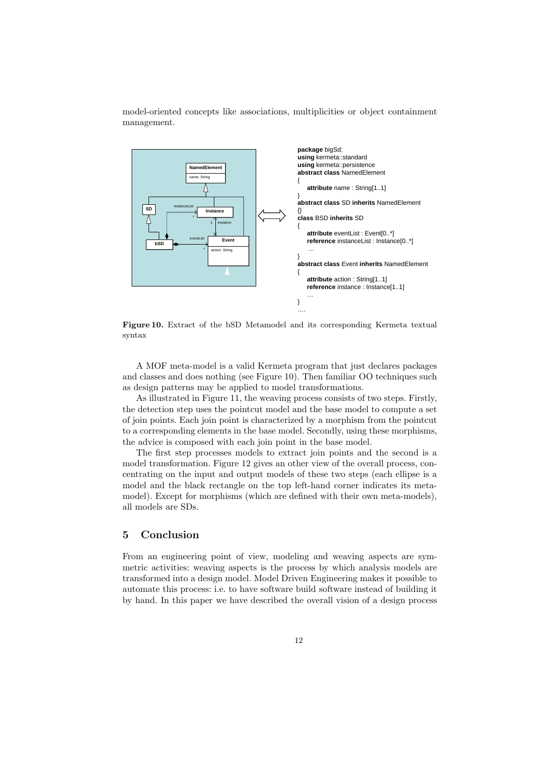model-oriented concepts like associations, multiplicities or object containment management.

```
package bigSd;
using kermeta::standard
using kermeta::persistence
abstract class NamedElement
{
    attribute name : String[1..1]
}
abstract class SD inherits NamedElement
{}
class BSD inherits SD
{
    attribute eventList : Event[0..*]
    reference instanceList : Instance[0..*]
    …
}
abstract class Event inherits NamedElement
{
    attribute action : String[1..1]
    reference instance : Instance[1..1]
    …
}
….
```

**Figure 10.** Extract of the bSD Metamodel and its corresponding Kermeta textual syntax

A MOF meta-model is a valid Kermeta program that just declares packages and classes and does nothing (see Figure 10). Then familiar OO techniques such as design patterns may be applied to model transformations.

As illustrated in Figure 11, the weaving process consists of two steps. Firstly, the detection step uses the pointcut model and the base model to compute a set of join points. Each join point is characterized by a morphism from the pointcut to a corresponding elements in the base model. Secondly, using these morphisms, the advice is composed with each join point in the base model.

The first step processes models to extract join points and the second is a model transformation. Figure 12 gives an other view of the overall process, concentrating on the input and output models of these two steps (each ellipse is a model and the black rectangle on the top left-hand corner indicates its metamodel). Except for morphisms (which are defined with their own meta-models), all models are SDs.

## 5 Conclusion

From an engineering point of view, modeling and weaving aspects are symmetric activities: weaving aspects is the process by which analysis models are transformed into a design model. Model Driven Engineering makes it possible to automate this process: i.e. to have software build software instead of building it by hand. In this paper we have described the overall vision of a design process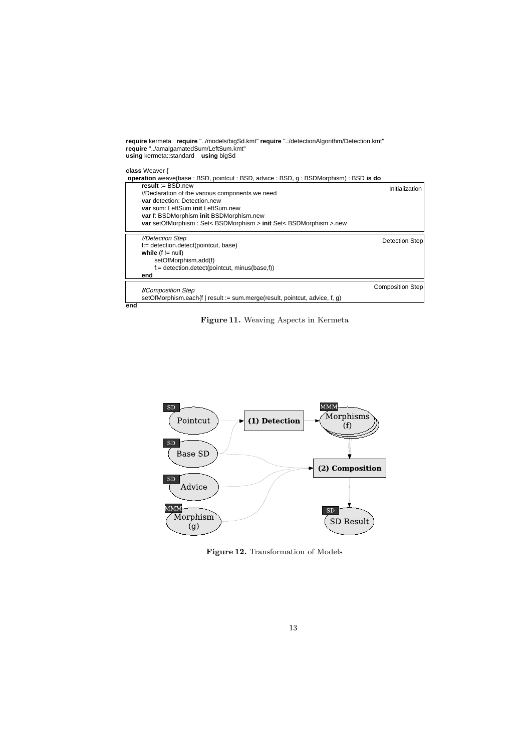```
require kermeta   require "../models/bigSd.kmt" require "../detectionAlgorithm/Detection.kmt"
require "../amalgamatedSum/LeftSum.kmt"
using kermeta::standard   using bigSd

class Weaver {
 operation weave(base : BSD, pointcut : BSD, advice : BSD, g : BSDMorphism) : BSD is do
      result := BSD.new                                                              Initialization
      //Declaration of the various components we need
      var detection: Detection.new
      var sum: LeftSum init LeftSum.new
      var f: BSDMorphism init BSDMorphism.new
      var setOfMorphism : Set< BSDMorphism > init Set< BSDMorphism >.new

      //Detection Step                                                               Detection Step
      f:= detection.detect(pointcut, base)
      while (f != null)
            setOfMorphism.add(f)
            f:= detection.detect(pointcut, minus(base,f))
      end

      //Composition Step                                                             Composition Step
      setOfMorphism.each{f | result := sum.merge(result, pointcut, advice, f, g)
end
```

**Figure 11.** Weaving Aspects in Kermeta

**Figure 12.** Transformation of Models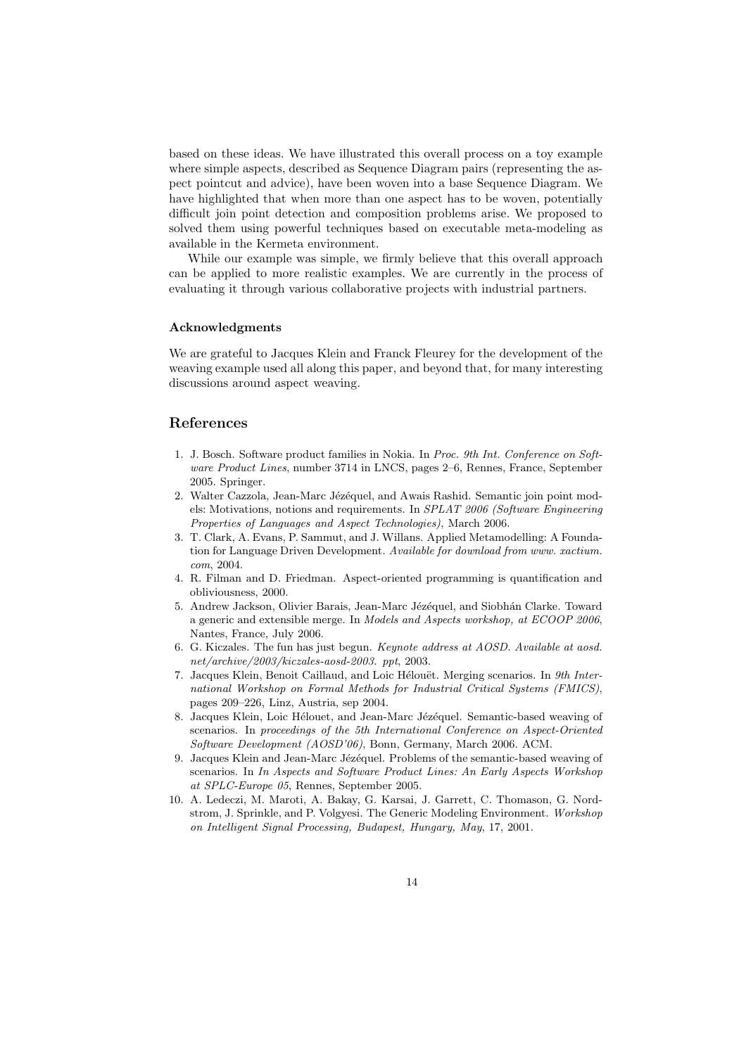based on these ideas. We have illustrated this overall process on a toy example where simple aspects, described as Sequence Diagram pairs (representing the aspect pointcut and advice), have been woven into a base Sequence Diagram. We have highlighted that when more than one aspect has to be woven, potentially difficult join point detection and composition problems arise. We proposed to solved them using powerful techniques based on executable meta-modeling as available in the Kermeta environment.

While our example was simple, we firmly believe that this overall approach can be applied to more realistic examples. We are currently in the process of evaluating it through various collaborative projects with industrial partners.

### Acknowledgments

We are grateful to Jacques Klein and Franck Fleurey for the development of the weaving example used all along this paper, and beyond that, for many interesting discussions around aspect weaving.

## References

1. J. Bosch. Software product families in Nokia. In *Proc. 9th Int. Conference on Software Product Lines*, number 3714 in LNCS, pages 2–6, Rennes, France, September 2005. Springer.
2. Walter Cazzola, Jean-Marc Jézéquel, and Awais Rashid. Semantic join point models: Motivations, notions and requirements. In *SPLAT 2006 (Software Engineering Properties of Languages and Aspect Technologies)*, March 2006.
3. T. Clark, A. Evans, P. Sammut, and J. Willans. Applied Metamodelling: A Foundation for Language Driven Development. *Available for download from www. xactium. com*, 2004.
4. R. Filman and D. Friedman. Aspect-oriented programming is quantification and obliviousness, 2000.
5. Andrew Jackson, Olivier Barais, Jean-Marc Jézéquel, and Siobhán Clarke. Toward a generic and extensible merge. In *Models and Aspects workshop, at ECOOP 2006*, Nantes, France, July 2006.
6. G. Kiczales. The fun has just begun. *Keynote address at AOSD. Available at aosd. net/archive/2003/kiczales-aosd-2003. ppt*, 2003.
7. Jacques Klein, Benoit Caillaud, and Loic Hélouët. Merging scenarios. In *9th International Workshop on Formal Methods for Industrial Critical Systems (FMICS)*, pages 209–226, Linz, Austria, sep 2004.
8. Jacques Klein, Loic Hélouet, and Jean-Marc Jézéquel. Semantic-based weaving of scenarios. In *proceedings of the 5th International Conference on Aspect-Oriented Software Development (AOSD'06)*, Bonn, Germany, March 2006. ACM.
9. Jacques Klein and Jean-Marc Jézéquel. Problems of the semantic-based weaving of scenarios. In *In Aspects and Software Product Lines: An Early Aspects Workshop at SPLC-Europe 05*, Rennes, September 2005.
10. A. Ledeczi, M. Maroti, A. Bakay, G. Karsai, J. Garrett, C. Thomason, G. Nordstrom, J. Sprinkle, and P. Volgyesi. The Generic Modeling Environment. *Workshop on Intelligent Signal Processing, Budapest, Hungary, May*, 17, 2001.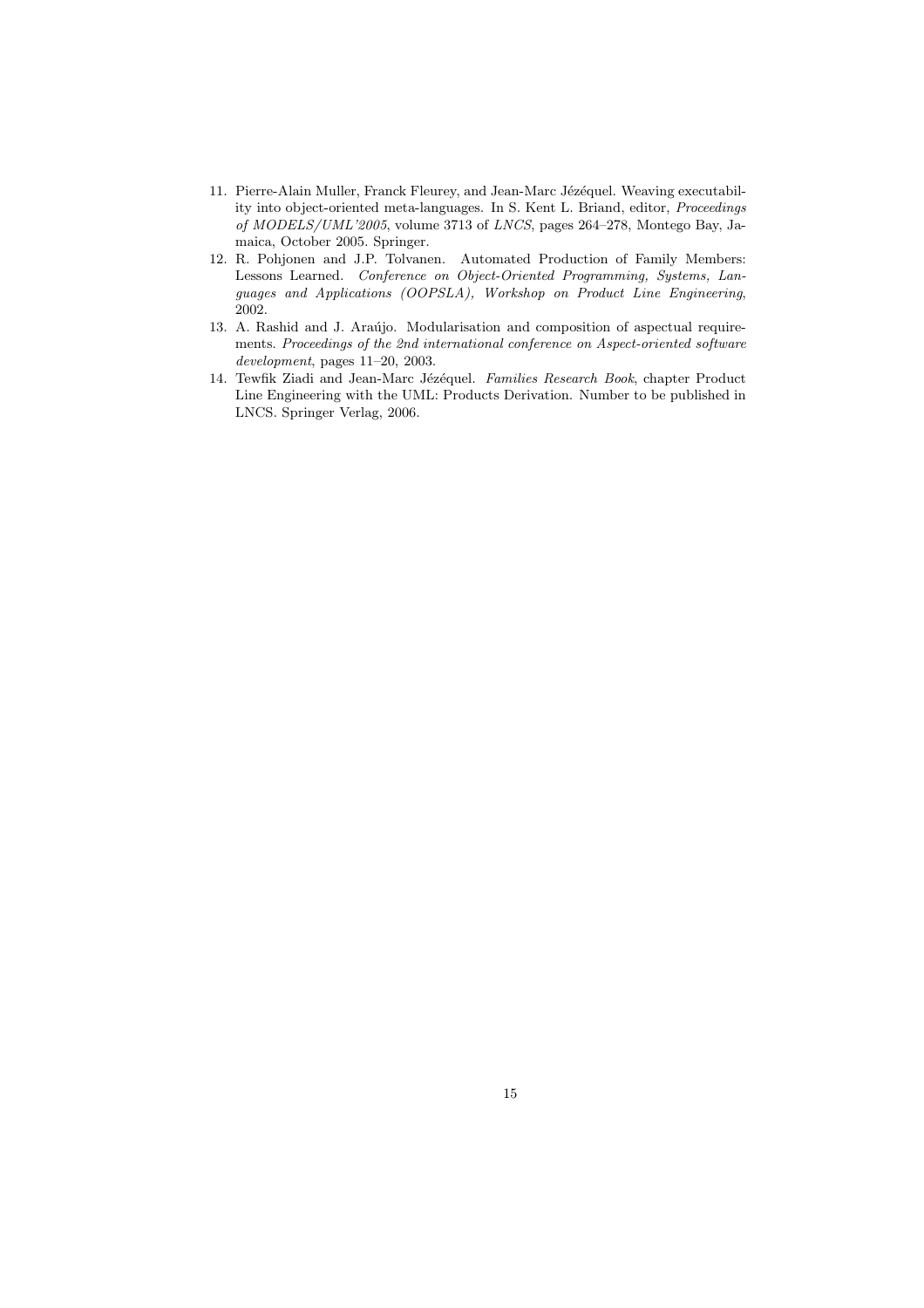11. Pierre-Alain Muller, Franck Fleurey, and Jean-Marc Jézéquel. Weaving executability into object-oriented meta-languages. In S. Kent L. Briand, editor, *Proceedings of MODELS/UML'2005*, volume 3713 of *LNCS*, pages 264–278, Montego Bay, Jamaica, October 2005. Springer.
12. R. Pohjonen and J.P. Tolvanen. Automated Production of Family Members: Lessons Learned. *Conference on Object-Oriented Programming, Systems, Languages and Applications (OOPSLA), Workshop on Product Line Engineering*, 2002.
13. A. Rashid and J. Araújo. Modularisation and composition of aspectual requirements. *Proceedings of the 2nd international conference on Aspect-oriented software development*, pages 11–20, 2003.
14. Tewfik Ziadi and Jean-Marc Jézéquel. *Families Research Book*, chapter Product Line Engineering with the UML: Products Derivation. Number to be published in LNCS. Springer Verlag, 2006.